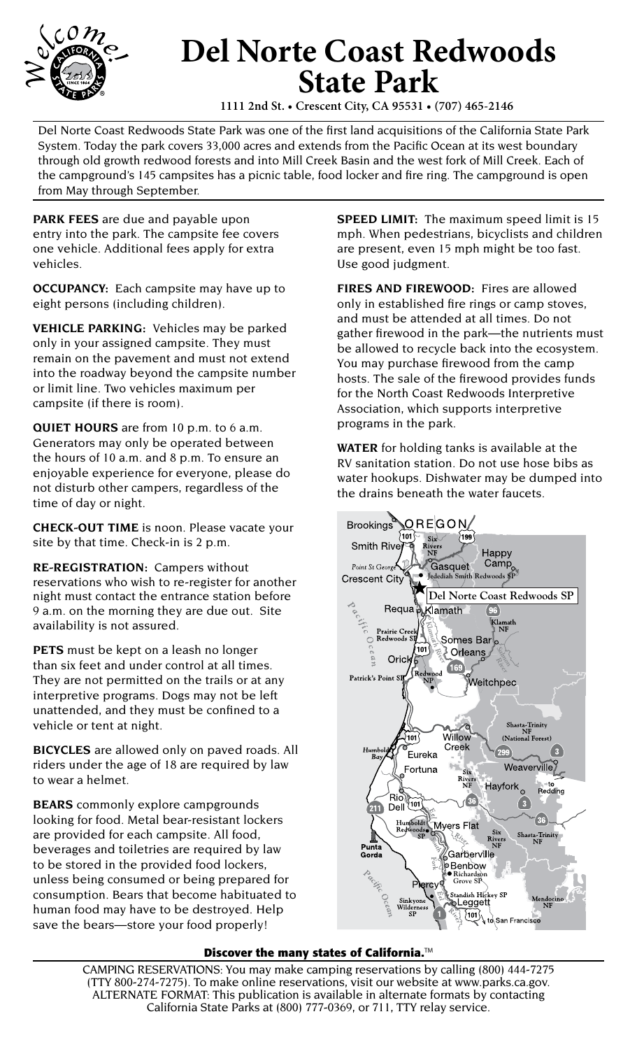// Welcome! California State Parks logo

# Del Norte Coast Redwoods State Park

**1111 2nd St. • Crescent City, CA 95531 • (707) 465-2146**

Del Norte Coast Redwoods State Park was one of the first land acquisitions of the California State Park System. Today the park covers 33,000 acres and extends from the Pacific Ocean at its west boundary through old growth redwood forests and into Mill Creek Basin and the west fork of Mill Creek. Each of the campground's 145 campsites has a picnic table, food locker and fire ring. The campground is open from May through September.

**PARK FEES** are due and payable upon entry into the park. The campsite fee covers one vehicle. Additional fees apply for extra vehicles.

**OCCUPANCY:** Each campsite may have up to eight persons (including children).

**VEHICLE PARKING:** Vehicles may be parked only in your assigned campsite. They must remain on the pavement and must not extend into the roadway beyond the campsite number or limit line. Two vehicles maximum per campsite (if there is room).

**QUIET HOURS** are from 10 p.m. to 6 a.m. Generators may only be operated between the hours of 10 a.m. and 8 p.m. To ensure an enjoyable experience for everyone, please do not disturb other campers, regardless of the time of day or night.

**CHECK-OUT TIME** is noon. Please vacate your site by that time. Check-in is 2 p.m.

**RE-REGISTRATION:** Campers without reservations who wish to re-register for another night must contact the entrance station before 9 a.m. on the morning they are due out. Site availability is not assured.

**PETS** must be kept on a leash no longer than six feet and under control at all times. They are not permitted on the trails or at any interpretive programs. Dogs may not be left unattended, and they must be confined to a vehicle or tent at night.

**BICYCLES** are allowed only on paved roads. All riders under the age of 18 are required by law to wear a helmet.

**BEARS** commonly explore campgrounds looking for food. Metal bear-resistant lockers are provided for each campsite. All food, beverages and toiletries are required by law to be stored in the provided food lockers, unless being consumed or being prepared for consumption. Bears that become habituated to human food may have to be destroyed. Help save the bears—store your food properly!

**SPEED LIMIT:** The maximum speed limit is 15 mph. When pedestrians, bicyclists and children are present, even 15 mph might be too fast. Use good judgment.

**FIRES AND FIREWOOD:** Fires are allowed only in established fire rings or camp stoves, and must be attended at all times. Do not gather firewood in the park—the nutrients must be allowed to recycle back into the ecosystem. You may purchase firewood from the camp hosts. The sale of the firewood provides funds for the North Coast Redwoods Interpretive Association, which supports interpretive programs in the park.

**WATER** for holding tanks is available at the RV sanitation station. Do not use hose bibs as water hookups. Dishwater may be dumped into the drains beneath the water faucets.

// Map: Del Norte Coast Redwoods SP location, from Brookings, Oregon south to Leggett / San Francisco

**Discover the many states of California.™**

CAMPING RESERVATIONS: You may make camping reservations by calling (800) 444-7275 (TTY 800-274-7275). To make online reservations, visit our website at www.parks.ca.gov.
ALTERNATE FORMAT: This publication is available in alternate formats by contacting California State Parks at (800) 777-0369, or 711, TTY relay service.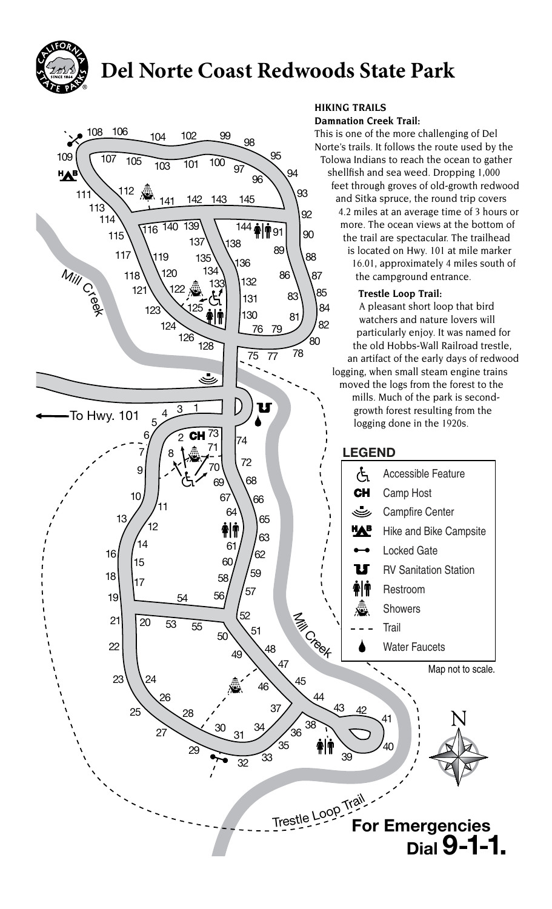# Del Norte Coast Redwoods State Park

## HIKING TRAILS

**Damnation Creek Trail:**

This is one of the more challenging of Del Norte's trails. It follows the route used by the Tolowa Indians to reach the ocean to gather shellfish and sea weed. Dropping 1,000 feet through groves of old-growth redwood and Sitka spruce, the round trip covers 4.2 miles at an average time of 3 hours or more. The ocean views at the bottom of the trail are spectacular. The trailhead is located on Hwy. 101 at mile marker 16.01, approximately 4 miles south of the campground entrance.

**Trestle Loop Trail:**

A pleasant short loop that bird watchers and nature lovers will particularly enjoy. It was named for the old Hobbs-Wall Railroad trestle, an artifact of the early days of redwood logging, when small steam engine trains moved the logs from the forest to the mills. Much of the park is second-growth forest resulting from the logging done in the 1920s.

Mill Creek

To Hwy. 101

Trestle Loop Trail

## LEGEND

- Accessible Feature
- CH Camp Host
- Campfire Center
- Hike and Bike Campsite
- Locked Gate
- RV Sanitation Station
- Restroom
- Showers
- Trail
- Water Faucets

Map not to scale.

N

**For Emergencies Dial 9-1-1.**